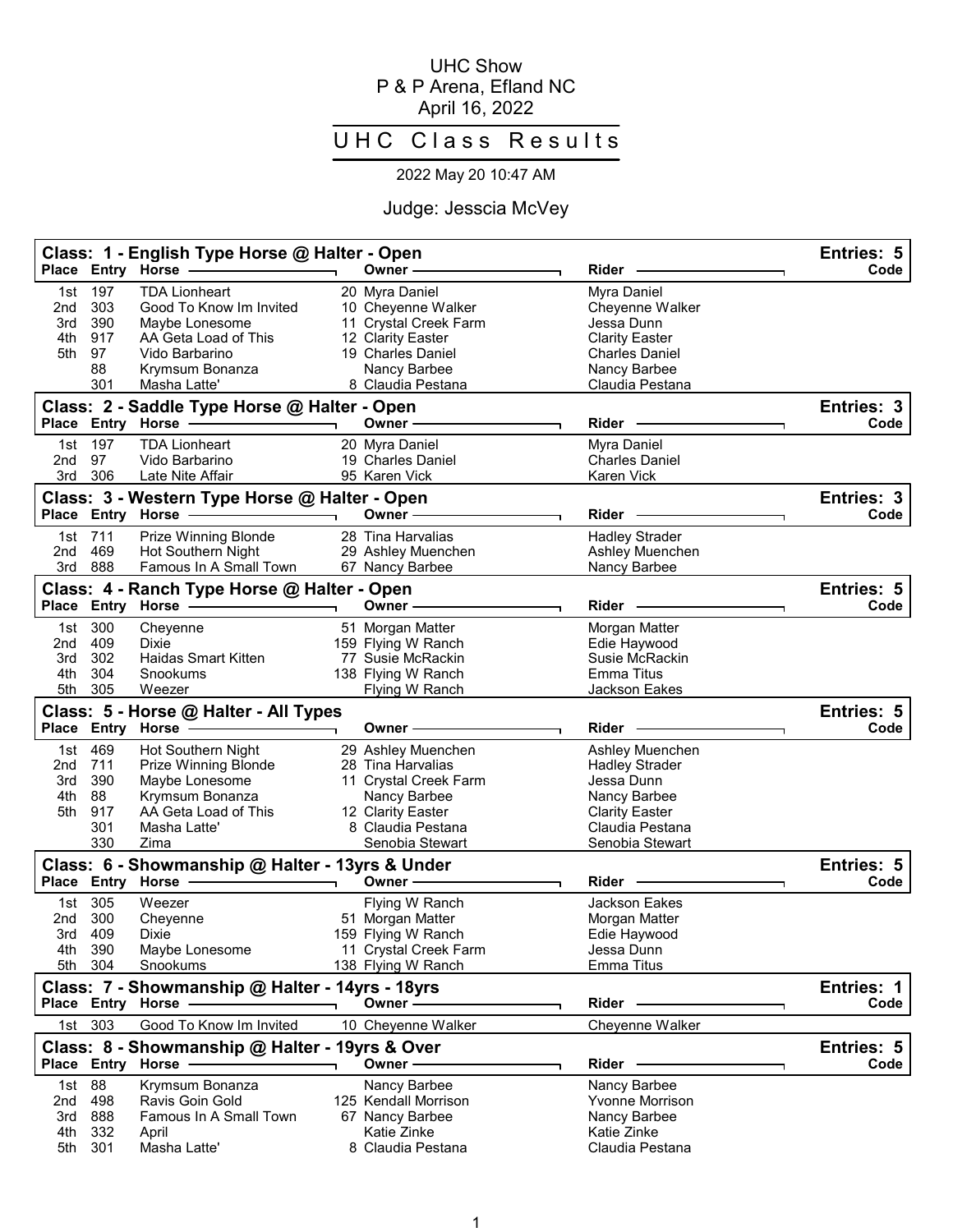UHC Show
P & P Arena, Efland NC
April 16, 2022

# UHC Class Results

2022 May 20 10:47 AM

Judge: Jesscia McVey

## Class: 1 - English Type Horse @ Halter - Open

Entries: 5

| Place | Entry | Horse | Owner | Rider | Code |
|---|---|---|---|---|---|
| 1st | 197 | TDA Lionheart | 20 Myra Daniel | Myra Daniel | |
| 2nd | 303 | Good To Know Im Invited | 10 Cheyenne Walker | Cheyenne Walker | |
| 3rd | 390 | Maybe Lonesome | 11 Crystal Creek Farm | Jessa Dunn | |
| 4th | 917 | AA Geta Load of This | 12 Clarity Easter | Clarity Easter | |
| 5th | 97 | Vido Barbarino | 19 Charles Daniel | Charles Daniel | |
| | 88 | Krymsum Bonanza | Nancy Barbee | Nancy Barbee | |
| | 301 | Masha Latte' | 8 Claudia Pestana | Claudia Pestana | |

## Class: 2 - Saddle Type Horse @ Halter - Open

Entries: 3

| Place | Entry | Horse | Owner | Rider | Code |
|---|---|---|---|---|---|
| 1st | 197 | TDA Lionheart | 20 Myra Daniel | Myra Daniel | |
| 2nd | 97 | Vido Barbarino | 19 Charles Daniel | Charles Daniel | |
| 3rd | 306 | Late Nite Affair | 95 Karen Vick | Karen Vick | |

## Class: 3 - Western Type Horse @ Halter - Open

Entries: 3

| Place | Entry | Horse | Owner | Rider | Code |
|---|---|---|---|---|---|
| 1st | 711 | Prize Winning Blonde | 28 Tina Harvalias | Hadley Strader | |
| 2nd | 469 | Hot Southern Night | 29 Ashley Muenchen | Ashley Muenchen | |
| 3rd | 888 | Famous In A Small Town | 67 Nancy Barbee | Nancy Barbee | |

## Class: 4 - Ranch Type Horse @ Halter - Open

Entries: 5

| Place | Entry | Horse | Owner | Rider | Code |
|---|---|---|---|---|---|
| 1st | 300 | Cheyenne | 51 Morgan Matter | Morgan Matter | |
| 2nd | 409 | Dixie | 159 Flying W Ranch | Edie Haywood | |
| 3rd | 302 | Haidas Smart Kitten | 77 Susie McRackin | Susie McRackin | |
| 4th | 304 | Snookums | 138 Flying W Ranch | Emma Titus | |
| 5th | 305 | Weezer | Flying W Ranch | Jackson Eakes | |

## Class: 5 - Horse @ Halter - All Types

Entries: 5

| Place | Entry | Horse | Owner | Rider | Code |
|---|---|---|---|---|---|
| 1st | 469 | Hot Southern Night | 29 Ashley Muenchen | Ashley Muenchen | |
| 2nd | 711 | Prize Winning Blonde | 28 Tina Harvalias | Hadley Strader | |
| 3rd | 390 | Maybe Lonesome | 11 Crystal Creek Farm | Jessa Dunn | |
| 4th | 88 | Krymsum Bonanza | Nancy Barbee | Nancy Barbee | |
| 5th | 917 | AA Geta Load of This | 12 Clarity Easter | Clarity Easter | |
| | 301 | Masha Latte' | 8 Claudia Pestana | Claudia Pestana | |
| | 330 | Zima | Senobia Stewart | Senobia Stewart | |

## Class: 6 - Showmanship @ Halter - 13yrs & Under

Entries: 5

| Place | Entry | Horse | Owner | Rider | Code |
|---|---|---|---|---|---|
| 1st | 305 | Weezer | Flying W Ranch | Jackson Eakes | |
| 2nd | 300 | Cheyenne | 51 Morgan Matter | Morgan Matter | |
| 3rd | 409 | Dixie | 159 Flying W Ranch | Edie Haywood | |
| 4th | 390 | Maybe Lonesome | 11 Crystal Creek Farm | Jessa Dunn | |
| 5th | 304 | Snookums | 138 Flying W Ranch | Emma Titus | |

## Class: 7 - Showmanship @ Halter - 14yrs - 18yrs

Entries: 1

| Place | Entry | Horse | Owner | Rider | Code |
|---|---|---|---|---|---|
| 1st | 303 | Good To Know Im Invited | 10 Cheyenne Walker | Cheyenne Walker | |

## Class: 8 - Showmanship @ Halter - 19yrs & Over

Entries: 5

| Place | Entry | Horse | Owner | Rider | Code |
|---|---|---|---|---|---|
| 1st | 88 | Krymsum Bonanza | Nancy Barbee | Nancy Barbee | |
| 2nd | 498 | Ravis Goin Gold | 125 Kendall Morrison | Yvonne Morrison | |
| 3rd | 888 | Famous In A Small Town | 67 Nancy Barbee | Nancy Barbee | |
| 4th | 332 | April | Katie Zinke | Katie Zinke | |
| 5th | 301 | Masha Latte' | 8 Claudia Pestana | Claudia Pestana | |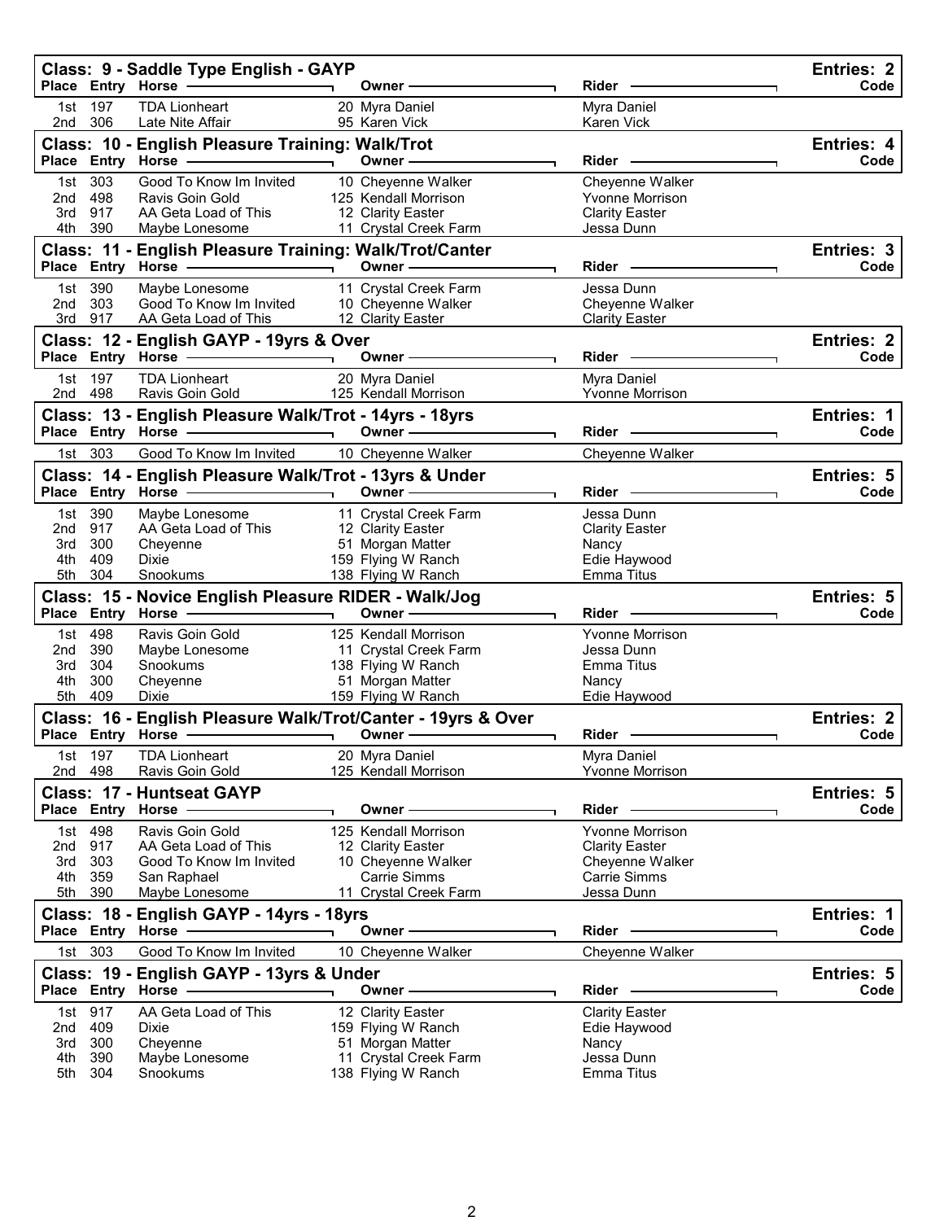## Class: 9 - Saddle Type English - GAYP

Entries: 2

| Place | Entry | Horse | Owner | Rider | Code |
|---|---|---|---|---|---|
| 1st | 197 | TDA Lionheart | 20 Myra Daniel | Myra Daniel | |
| 2nd | 306 | Late Nite Affair | 95 Karen Vick | Karen Vick | |

## Class: 10 - English Pleasure Training: Walk/Trot

Entries: 4

| Place | Entry | Horse | Owner | Rider | Code |
|---|---|---|---|---|---|
| 1st | 303 | Good To Know Im Invited | 10 Cheyenne Walker | Cheyenne Walker | |
| 2nd | 498 | Ravis Goin Gold | 125 Kendall Morrison | Yvonne Morrison | |
| 3rd | 917 | AA Geta Load of This | 12 Clarity Easter | Clarity Easter | |
| 4th | 390 | Maybe Lonesome | 11 Crystal Creek Farm | Jessa Dunn | |

## Class: 11 - English Pleasure Training: Walk/Trot/Canter

Entries: 3

| Place | Entry | Horse | Owner | Rider | Code |
|---|---|---|---|---|---|
| 1st | 390 | Maybe Lonesome | 11 Crystal Creek Farm | Jessa Dunn | |
| 2nd | 303 | Good To Know Im Invited | 10 Cheyenne Walker | Cheyenne Walker | |
| 3rd | 917 | AA Geta Load of This | 12 Clarity Easter | Clarity Easter | |

## Class: 12 - English GAYP - 19yrs & Over

Entries: 2

| Place | Entry | Horse | Owner | Rider | Code |
|---|---|---|---|---|---|
| 1st | 197 | TDA Lionheart | 20 Myra Daniel | Myra Daniel | |
| 2nd | 498 | Ravis Goin Gold | 125 Kendall Morrison | Yvonne Morrison | |

## Class: 13 - English Pleasure Walk/Trot - 14yrs - 18yrs

Entries: 1

| Place | Entry | Horse | Owner | Rider | Code |
|---|---|---|---|---|---|
| 1st | 303 | Good To Know Im Invited | 10 Cheyenne Walker | Cheyenne Walker | |

## Class: 14 - English Pleasure Walk/Trot - 13yrs & Under

Entries: 5

| Place | Entry | Horse | Owner | Rider | Code |
|---|---|---|---|---|---|
| 1st | 390 | Maybe Lonesome | 11 Crystal Creek Farm | Jessa Dunn | |
| 2nd | 917 | AA Geta Load of This | 12 Clarity Easter | Clarity Easter | |
| 3rd | 300 | Cheyenne | 51 Morgan Matter | Nancy | |
| 4th | 409 | Dixie | 159 Flying W Ranch | Edie Haywood | |
| 5th | 304 | Snookums | 138 Flying W Ranch | Emma Titus | |

## Class: 15 - Novice English Pleasure RIDER - Walk/Jog

Entries: 5

| Place | Entry | Horse | Owner | Rider | Code |
|---|---|---|---|---|---|
| 1st | 498 | Ravis Goin Gold | 125 Kendall Morrison | Yvonne Morrison | |
| 2nd | 390 | Maybe Lonesome | 11 Crystal Creek Farm | Jessa Dunn | |
| 3rd | 304 | Snookums | 138 Flying W Ranch | Emma Titus | |
| 4th | 300 | Cheyenne | 51 Morgan Matter | Nancy | |
| 5th | 409 | Dixie | 159 Flying W Ranch | Edie Haywood | |

## Class: 16 - English Pleasure Walk/Trot/Canter - 19yrs & Over

Entries: 2

| Place | Entry | Horse | Owner | Rider | Code |
|---|---|---|---|---|---|
| 1st | 197 | TDA Lionheart | 20 Myra Daniel | Myra Daniel | |
| 2nd | 498 | Ravis Goin Gold | 125 Kendall Morrison | Yvonne Morrison | |

## Class: 17 - Huntseat GAYP

Entries: 5

| Place | Entry | Horse | Owner | Rider | Code |
|---|---|---|---|---|---|
| 1st | 498 | Ravis Goin Gold | 125 Kendall Morrison | Yvonne Morrison | |
| 2nd | 917 | AA Geta Load of This | 12 Clarity Easter | Clarity Easter | |
| 3rd | 303 | Good To Know Im Invited | 10 Cheyenne Walker | Cheyenne Walker | |
| 4th | 359 | San Raphael | Carrie Simms | Carrie Simms | |
| 5th | 390 | Maybe Lonesome | 11 Crystal Creek Farm | Jessa Dunn | |

## Class: 18 - English GAYP - 14yrs - 18yrs

Entries: 1

| Place | Entry | Horse | Owner | Rider | Code |
|---|---|---|---|---|---|
| 1st | 303 | Good To Know Im Invited | 10 Cheyenne Walker | Cheyenne Walker | |

## Class: 19 - English GAYP - 13yrs & Under

Entries: 5

| Place | Entry | Horse | Owner | Rider | Code |
|---|---|---|---|---|---|
| 1st | 917 | AA Geta Load of This | 12 Clarity Easter | Clarity Easter | |
| 2nd | 409 | Dixie | 159 Flying W Ranch | Edie Haywood | |
| 3rd | 300 | Cheyenne | 51 Morgan Matter | Nancy | |
| 4th | 390 | Maybe Lonesome | 11 Crystal Creek Farm | Jessa Dunn | |
| 5th | 304 | Snookums | 138 Flying W Ranch | Emma Titus | |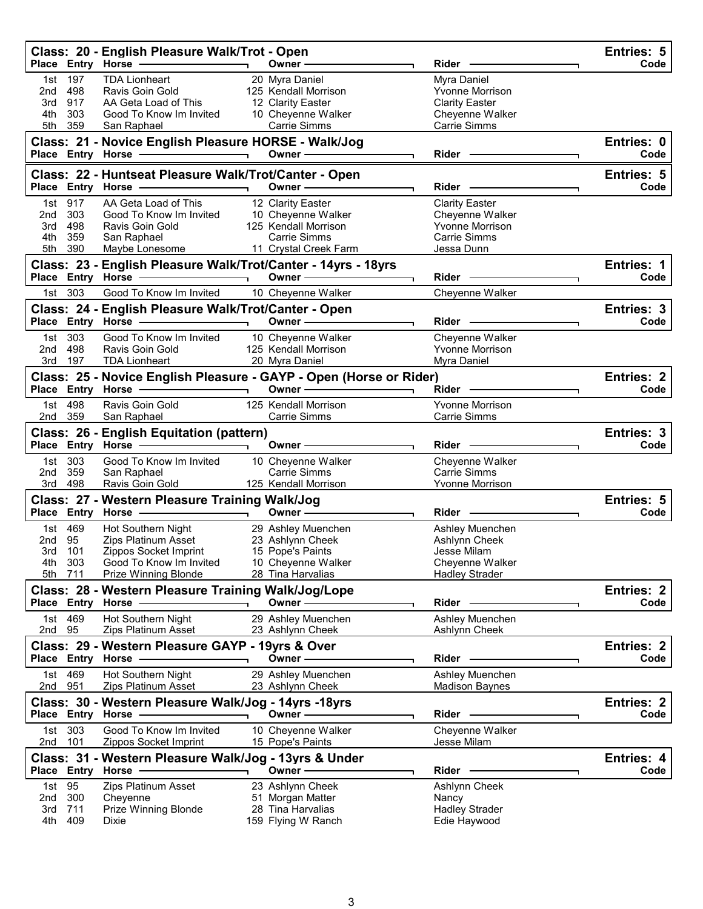## Class: 20 - English Pleasure Walk/Trot - Open

Entries: 5

| Place | Entry | Horse | Owner | Rider | Code |
|---|---|---|---|---|---|
| 1st | 197 | TDA Lionheart | 20 Myra Daniel | Myra Daniel | |
| 2nd | 498 | Ravis Goin Gold | 125 Kendall Morrison | Yvonne Morrison | |
| 3rd | 917 | AA Geta Load of This | 12 Clarity Easter | Clarity Easter | |
| 4th | 303 | Good To Know Im Invited | 10 Cheyenne Walker | Cheyenne Walker | |
| 5th | 359 | San Raphael | Carrie Simms | Carrie Simms | |

## Class: 21 - Novice English Pleasure HORSE - Walk/Jog

Entries: 0

| Place | Entry | Horse | Owner | Rider | Code |
|---|---|---|---|---|---|

## Class: 22 - Huntseat Pleasure Walk/Trot/Canter - Open

Entries: 5

| Place | Entry | Horse | Owner | Rider | Code |
|---|---|---|---|---|---|
| 1st | 917 | AA Geta Load of This | 12 Clarity Easter | Clarity Easter | |
| 2nd | 303 | Good To Know Im Invited | 10 Cheyenne Walker | Cheyenne Walker | |
| 3rd | 498 | Ravis Goin Gold | 125 Kendall Morrison | Yvonne Morrison | |
| 4th | 359 | San Raphael | Carrie Simms | Carrie Simms | |
| 5th | 390 | Maybe Lonesome | 11 Crystal Creek Farm | Jessa Dunn | |

## Class: 23 - English Pleasure Walk/Trot/Canter - 14yrs - 18yrs

Entries: 1

| Place | Entry | Horse | Owner | Rider | Code |
|---|---|---|---|---|---|
| 1st | 303 | Good To Know Im Invited | 10 Cheyenne Walker | Cheyenne Walker | |

## Class: 24 - English Pleasure Walk/Trot/Canter - Open

Entries: 3

| Place | Entry | Horse | Owner | Rider | Code |
|---|---|---|---|---|---|
| 1st | 303 | Good To Know Im Invited | 10 Cheyenne Walker | Cheyenne Walker | |
| 2nd | 498 | Ravis Goin Gold | 125 Kendall Morrison | Yvonne Morrison | |
| 3rd | 197 | TDA Lionheart | 20 Myra Daniel | Myra Daniel | |

## Class: 25 - Novice English Pleasure - GAYP - Open (Horse or Rider)

Entries: 2

| Place | Entry | Horse | Owner | Rider | Code |
|---|---|---|---|---|---|
| 1st | 498 | Ravis Goin Gold | 125 Kendall Morrison | Yvonne Morrison | |
| 2nd | 359 | San Raphael | Carrie Simms | Carrie Simms | |

## Class: 26 - English Equitation (pattern)

Entries: 3

| Place | Entry | Horse | Owner | Rider | Code |
|---|---|---|---|---|---|
| 1st | 303 | Good To Know Im Invited | 10 Cheyenne Walker | Cheyenne Walker | |
| 2nd | 359 | San Raphael | Carrie Simms | Carrie Simms | |
| 3rd | 498 | Ravis Goin Gold | 125 Kendall Morrison | Yvonne Morrison | |

## Class: 27 - Western Pleasure Training Walk/Jog

Entries: 5

| Place | Entry | Horse | Owner | Rider | Code |
|---|---|---|---|---|---|
| 1st | 469 | Hot Southern Night | 29 Ashley Muenchen | Ashley Muenchen | |
| 2nd | 95 | Zips Platinum Asset | 23 Ashlynn Cheek | Ashlynn Cheek | |
| 3rd | 101 | Zippos Socket Imprint | 15 Pope's Paints | Jesse Milam | |
| 4th | 303 | Good To Know Im Invited | 10 Cheyenne Walker | Cheyenne Walker | |
| 5th | 711 | Prize Winning Blonde | 28 Tina Harvalias | Hadley Strader | |

## Class: 28 - Western Pleasure Training Walk/Jog/Lope

Entries: 2

| Place | Entry | Horse | Owner | Rider | Code |
|---|---|---|---|---|---|
| 1st | 469 | Hot Southern Night | 29 Ashley Muenchen | Ashley Muenchen | |
| 2nd | 95 | Zips Platinum Asset | 23 Ashlynn Cheek | Ashlynn Cheek | |

## Class: 29 - Western Pleasure GAYP - 19yrs & Over

Entries: 2

| Place | Entry | Horse | Owner | Rider | Code |
|---|---|---|---|---|---|
| 1st | 469 | Hot Southern Night | 29 Ashley Muenchen | Ashley Muenchen | |
| 2nd | 951 | Zips Platinum Asset | 23 Ashlynn Cheek | Madison Baynes | |

## Class: 30 - Western Pleasure Walk/Jog - 14yrs -18yrs

Entries: 2

| Place | Entry | Horse | Owner | Rider | Code |
|---|---|---|---|---|---|
| 1st | 303 | Good To Know Im Invited | 10 Cheyenne Walker | Cheyenne Walker | |
| 2nd | 101 | Zippos Socket Imprint | 15 Pope's Paints | Jesse Milam | |

## Class: 31 - Western Pleasure Walk/Jog - 13yrs & Under

Entries: 4

| Place | Entry | Horse | Owner | Rider | Code |
|---|---|---|---|---|---|
| 1st | 95 | Zips Platinum Asset | 23 Ashlynn Cheek | Ashlynn Cheek | |
| 2nd | 300 | Cheyenne | 51 Morgan Matter | Nancy | |
| 3rd | 711 | Prize Winning Blonde | 28 Tina Harvalias | Hadley Strader | |
| 4th | 409 | Dixie | 159 Flying W Ranch | Edie Haywood | |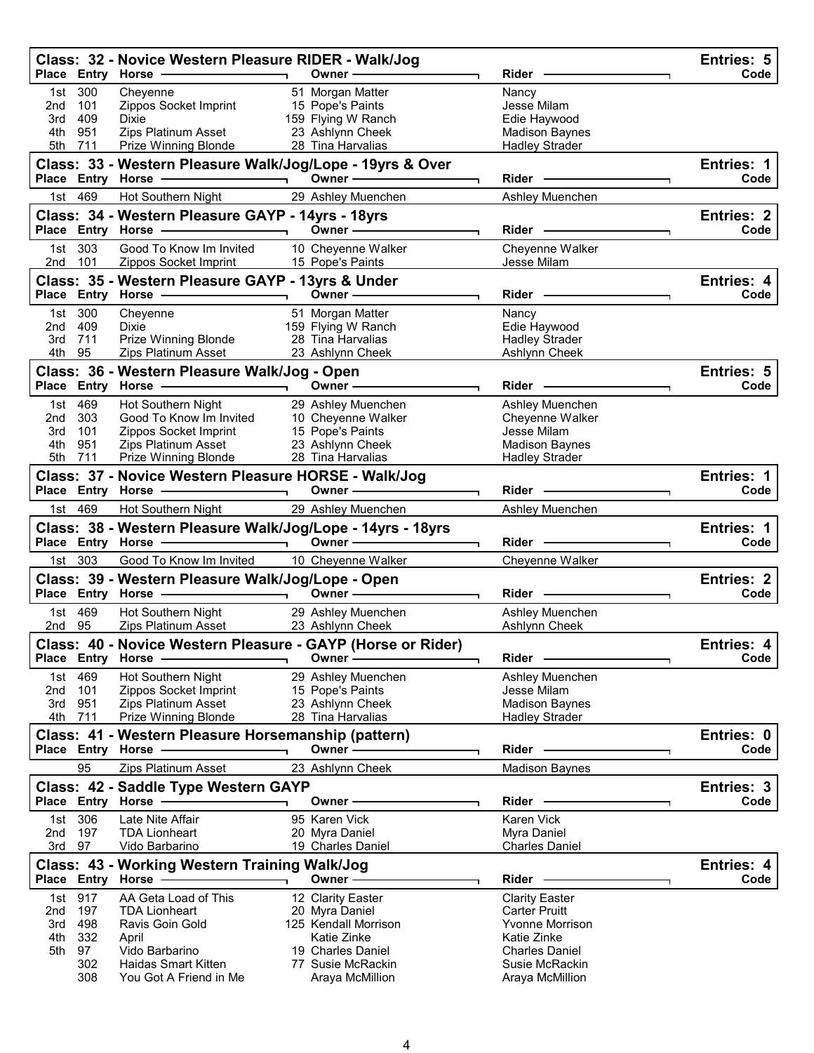## Class: 32 - Novice Western Pleasure RIDER - Walk/Jog

Entries: 5

| Place | Entry | Horse | Owner | Rider | Code |
|---|---|---|---|---|---|
| 1st | 300 | Cheyenne | 51 Morgan Matter | Nancy | |
| 2nd | 101 | Zippos Socket Imprint | 15 Pope's Paints | Jesse Milam | |
| 3rd | 409 | Dixie | 159 Flying W Ranch | Edie Haywood | |
| 4th | 951 | Zips Platinum Asset | 23 Ashlynn Cheek | Madison Baynes | |
| 5th | 711 | Prize Winning Blonde | 28 Tina Harvalias | Hadley Strader | |

## Class: 33 - Western Pleasure Walk/Jog/Lope - 19yrs & Over

Entries: 1

| Place | Entry | Horse | Owner | Rider | Code |
|---|---|---|---|---|---|
| 1st | 469 | Hot Southern Night | 29 Ashley Muenchen | Ashley Muenchen | |

## Class: 34 - Western Pleasure GAYP - 14yrs - 18yrs

Entries: 2

| Place | Entry | Horse | Owner | Rider | Code |
|---|---|---|---|---|---|
| 1st | 303 | Good To Know Im Invited | 10 Cheyenne Walker | Cheyenne Walker | |
| 2nd | 101 | Zippos Socket Imprint | 15 Pope's Paints | Jesse Milam | |

## Class: 35 - Western Pleasure GAYP - 13yrs & Under

Entries: 4

| Place | Entry | Horse | Owner | Rider | Code |
|---|---|---|---|---|---|
| 1st | 300 | Cheyenne | 51 Morgan Matter | Nancy | |
| 2nd | 409 | Dixie | 159 Flying W Ranch | Edie Haywood | |
| 3rd | 711 | Prize Winning Blonde | 28 Tina Harvalias | Hadley Strader | |
| 4th | 95 | Zips Platinum Asset | 23 Ashlynn Cheek | Ashlynn Cheek | |

## Class: 36 - Western Pleasure Walk/Jog - Open

Entries: 5

| Place | Entry | Horse | Owner | Rider | Code |
|---|---|---|---|---|---|
| 1st | 469 | Hot Southern Night | 29 Ashley Muenchen | Ashley Muenchen | |
| 2nd | 303 | Good To Know Im Invited | 10 Cheyenne Walker | Cheyenne Walker | |
| 3rd | 101 | Zippos Socket Imprint | 15 Pope's Paints | Jesse Milam | |
| 4th | 951 | Zips Platinum Asset | 23 Ashlynn Cheek | Madison Baynes | |
| 5th | 711 | Prize Winning Blonde | 28 Tina Harvalias | Hadley Strader | |

## Class: 37 - Novice Western Pleasure HORSE - Walk/Jog

Entries: 1

| Place | Entry | Horse | Owner | Rider | Code |
|---|---|---|---|---|---|
| 1st | 469 | Hot Southern Night | 29 Ashley Muenchen | Ashley Muenchen | |

## Class: 38 - Western Pleasure Walk/Jog/Lope - 14yrs - 18yrs

Entries: 1

| Place | Entry | Horse | Owner | Rider | Code |
|---|---|---|---|---|---|
| 1st | 303 | Good To Know Im Invited | 10 Cheyenne Walker | Cheyenne Walker | |

## Class: 39 - Western Pleasure Walk/Jog/Lope - Open

Entries: 2

| Place | Entry | Horse | Owner | Rider | Code |
|---|---|---|---|---|---|
| 1st | 469 | Hot Southern Night | 29 Ashley Muenchen | Ashley Muenchen | |
| 2nd | 95 | Zips Platinum Asset | 23 Ashlynn Cheek | Ashlynn Cheek | |

## Class: 40 - Novice Western Pleasure - GAYP (Horse or Rider)

Entries: 4

| Place | Entry | Horse | Owner | Rider | Code |
|---|---|---|---|---|---|
| 1st | 469 | Hot Southern Night | 29 Ashley Muenchen | Ashley Muenchen | |
| 2nd | 101 | Zippos Socket Imprint | 15 Pope's Paints | Jesse Milam | |
| 3rd | 951 | Zips Platinum Asset | 23 Ashlynn Cheek | Madison Baynes | |
| 4th | 711 | Prize Winning Blonde | 28 Tina Harvalias | Hadley Strader | |

## Class: 41 - Western Pleasure Horsemanship (pattern)

Entries: 0

| Place | Entry | Horse | Owner | Rider | Code |
|---|---|---|---|---|---|
| | 95 | Zips Platinum Asset | 23 Ashlynn Cheek | Madison Baynes | |

## Class: 42 - Saddle Type Western GAYP

Entries: 3

| Place | Entry | Horse | Owner | Rider | Code |
|---|---|---|---|---|---|
| 1st | 306 | Late Nite Affair | 95 Karen Vick | Karen Vick | |
| 2nd | 197 | TDA Lionheart | 20 Myra Daniel | Myra Daniel | |
| 3rd | 97 | Vido Barbarino | 19 Charles Daniel | Charles Daniel | |

## Class: 43 - Working Western Training Walk/Jog

Entries: 4

| Place | Entry | Horse | Owner | Rider | Code |
|---|---|---|---|---|---|
| 1st | 917 | AA Geta Load of This | 12 Clarity Easter | Clarity Easter | |
| 2nd | 197 | TDA Lionheart | 20 Myra Daniel | Carter Pruitt | |
| 3rd | 498 | Ravis Goin Gold | 125 Kendall Morrison | Yvonne Morrison | |
| 4th | 332 | April | Katie Zinke | Katie Zinke | |
| 5th | 97 | Vido Barbarino | 19 Charles Daniel | Charles Daniel | |
| | 302 | Haidas Smart Kitten | 77 Susie McRackin | Susie McRackin | |
| | 308 | You Got A Friend in Me | Araya McMillion | Araya McMillion | |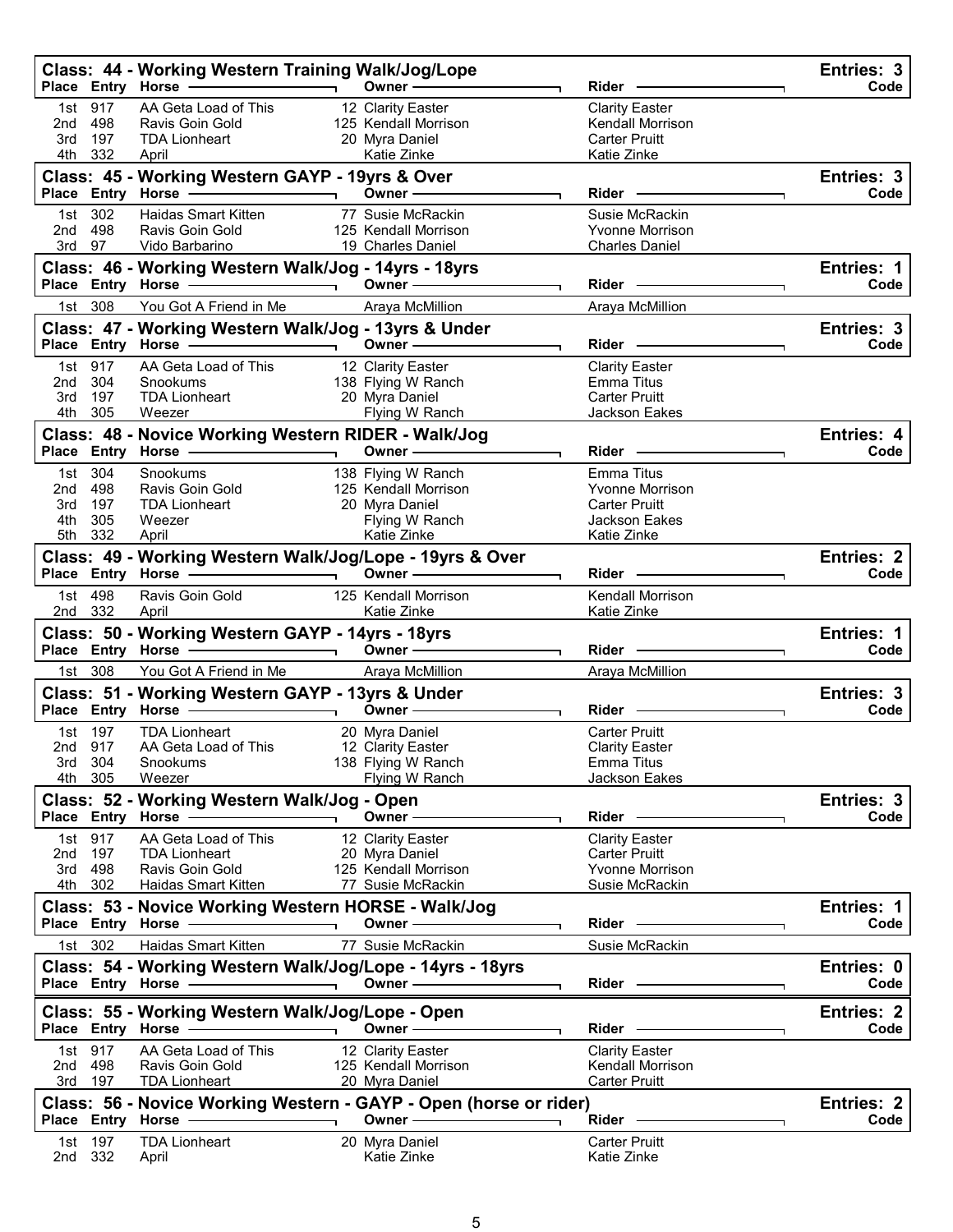## Class: 44 - Working Western Training Walk/Jog/Lope

Entries: 3

| Place | Entry | Horse | Owner | Rider | Code |
|---|---|---|---|---|---|
| 1st | 917 | AA Geta Load of This | 12 Clarity Easter | Clarity Easter | |
| 2nd | 498 | Ravis Goin Gold | 125 Kendall Morrison | Kendall Morrison | |
| 3rd | 197 | TDA Lionheart | 20 Myra Daniel | Carter Pruitt | |
| 4th | 332 | April | Katie Zinke | Katie Zinke | |

## Class: 45 - Working Western GAYP - 19yrs & Over

Entries: 3

| Place | Entry | Horse | Owner | Rider | Code |
|---|---|---|---|---|---|
| 1st | 302 | Haidas Smart Kitten | 77 Susie McRackin | Susie McRackin | |
| 2nd | 498 | Ravis Goin Gold | 125 Kendall Morrison | Yvonne Morrison | |
| 3rd | 97 | Vido Barbarino | 19 Charles Daniel | Charles Daniel | |

## Class: 46 - Working Western Walk/Jog - 14yrs - 18yrs

Entries: 1

| Place | Entry | Horse | Owner | Rider | Code |
|---|---|---|---|---|---|
| 1st | 308 | You Got A Friend in Me | Araya McMillion | Araya McMillion | |

## Class: 47 - Working Western Walk/Jog - 13yrs & Under

Entries: 3

| Place | Entry | Horse | Owner | Rider | Code |
|---|---|---|---|---|---|
| 1st | 917 | AA Geta Load of This | 12 Clarity Easter | Clarity Easter | |
| 2nd | 304 | Snookums | 138 Flying W Ranch | Emma Titus | |
| 3rd | 197 | TDA Lionheart | 20 Myra Daniel | Carter Pruitt | |
| 4th | 305 | Weezer | Flying W Ranch | Jackson Eakes | |

## Class: 48 - Novice Working Western RIDER - Walk/Jog

Entries: 4

| Place | Entry | Horse | Owner | Rider | Code |
|---|---|---|---|---|---|
| 1st | 304 | Snookums | 138 Flying W Ranch | Emma Titus | |
| 2nd | 498 | Ravis Goin Gold | 125 Kendall Morrison | Yvonne Morrison | |
| 3rd | 197 | TDA Lionheart | 20 Myra Daniel | Carter Pruitt | |
| 4th | 305 | Weezer | Flying W Ranch | Jackson Eakes | |
| 5th | 332 | April | Katie Zinke | Katie Zinke | |

## Class: 49 - Working Western Walk/Jog/Lope - 19yrs & Over

Entries: 2

| Place | Entry | Horse | Owner | Rider | Code |
|---|---|---|---|---|---|
| 1st | 498 | Ravis Goin Gold | 125 Kendall Morrison | Kendall Morrison | |
| 2nd | 332 | April | Katie Zinke | Katie Zinke | |

## Class: 50 - Working Western GAYP - 14yrs - 18yrs

Entries: 1

| Place | Entry | Horse | Owner | Rider | Code |
|---|---|---|---|---|---|
| 1st | 308 | You Got A Friend in Me | Araya McMillion | Araya McMillion | |

## Class: 51 - Working Western GAYP - 13yrs & Under

Entries: 3

| Place | Entry | Horse | Owner | Rider | Code |
|---|---|---|---|---|---|
| 1st | 197 | TDA Lionheart | 20 Myra Daniel | Carter Pruitt | |
| 2nd | 917 | AA Geta Load of This | 12 Clarity Easter | Clarity Easter | |
| 3rd | 304 | Snookums | 138 Flying W Ranch | Emma Titus | |
| 4th | 305 | Weezer | Flying W Ranch | Jackson Eakes | |

## Class: 52 - Working Western Walk/Jog - Open

Entries: 3

| Place | Entry | Horse | Owner | Rider | Code |
|---|---|---|---|---|---|
| 1st | 917 | AA Geta Load of This | 12 Clarity Easter | Clarity Easter | |
| 2nd | 197 | TDA Lionheart | 20 Myra Daniel | Carter Pruitt | |
| 3rd | 498 | Ravis Goin Gold | 125 Kendall Morrison | Yvonne Morrison | |
| 4th | 302 | Haidas Smart Kitten | 77 Susie McRackin | Susie McRackin | |

## Class: 53 - Novice Working Western HORSE - Walk/Jog

Entries: 1

| Place | Entry | Horse | Owner | Rider | Code |
|---|---|---|---|---|---|
| 1st | 302 | Haidas Smart Kitten | 77 Susie McRackin | Susie McRackin | |

## Class: 54 - Working Western Walk/Jog/Lope - 14yrs - 18yrs

Entries: 0

| Place | Entry | Horse | Owner | Rider | Code |
|---|---|---|---|---|---|

## Class: 55 - Working Western Walk/Jog/Lope - Open

Entries: 2

| Place | Entry | Horse | Owner | Rider | Code |
|---|---|---|---|---|---|
| 1st | 917 | AA Geta Load of This | 12 Clarity Easter | Clarity Easter | |
| 2nd | 498 | Ravis Goin Gold | 125 Kendall Morrison | Kendall Morrison | |
| 3rd | 197 | TDA Lionheart | 20 Myra Daniel | Carter Pruitt | |

## Class: 56 - Novice Working Western - GAYP - Open (horse or rider)

Entries: 2

| Place | Entry | Horse | Owner | Rider | Code |
|---|---|---|---|---|---|
| 1st | 197 | TDA Lionheart | 20 Myra Daniel | Carter Pruitt | |
| 2nd | 332 | April | Katie Zinke | Katie Zinke | |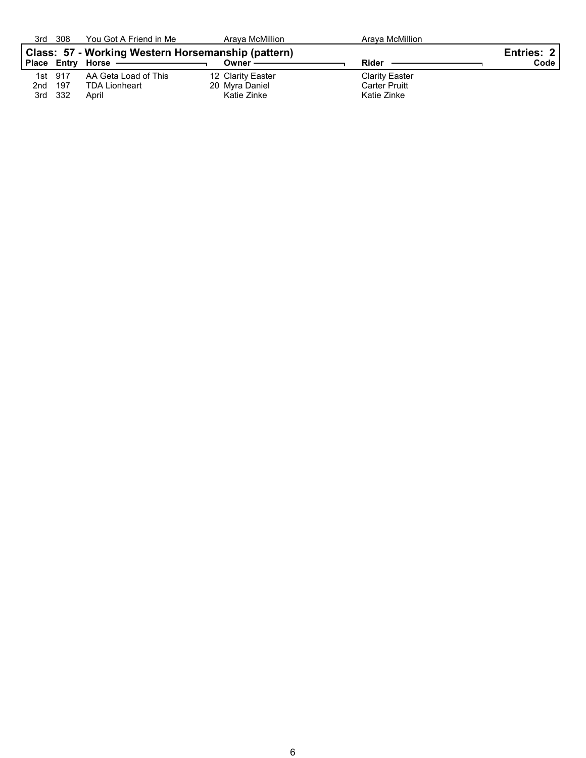| Place | Entry | Horse | Owner | Rider | Code |
| --- | --- | --- | --- | --- | --- |
| 3rd | 308 | You Got A Friend in Me | Araya McMillion | Araya McMillion | |

## Class: 57 - Working Western Horsemanship (pattern)

Entries: 2

| Place | Entry | Horse | | Owner | Rider | Code |
| --- | --- | --- | --- | --- | --- | --- |
| 1st | 917 | AA Geta Load of This | 12 | Clarity Easter | Clarity Easter | |
| 2nd | 197 | TDA Lionheart | 20 | Myra Daniel | Carter Pruitt | |
| 3rd | 332 | April | | Katie Zinke | Katie Zinke | |